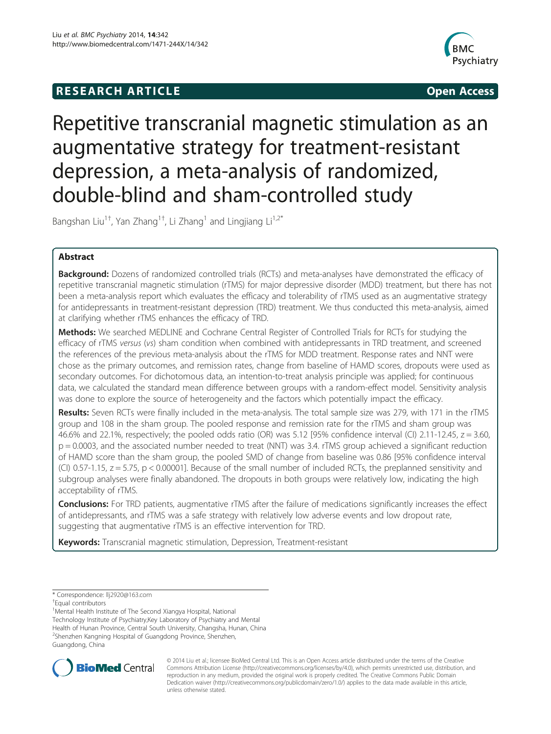**RESEARCH ARTICLE** **Open Access**

# Repetitive transcranial magnetic stimulation as an augmentative strategy for treatment-resistant depression, a meta-analysis of randomized, double-blind and sham-controlled study

Bangshan Liu[1†], Yan Zhang[1†], Li Zhang[1] and Lingjiang Li[1,2*]

## Abstract

**Background:** Dozens of randomized controlled trials (RCTs) and meta-analyses have demonstrated the efficacy of repetitive transcranial magnetic stimulation (rTMS) for major depressive disorder (MDD) treatment, but there has not been a meta-analysis report which evaluates the efficacy and tolerability of rTMS used as an augmentative strategy for antidepressants in treatment-resistant depression (TRD) treatment. We thus conducted this meta-analysis, aimed at clarifying whether rTMS enhances the efficacy of TRD.

**Methods:** We searched MEDLINE and Cochrane Central Register of Controlled Trials for RCTs for studying the efficacy of rTMS *versus* (*vs*) sham condition when combined with antidepressants in TRD treatment, and screened the references of the previous meta-analysis about the rTMS for MDD treatment. Response rates and NNT were chose as the primary outcomes, and remission rates, change from baseline of HAMD scores, dropouts were used as secondary outcomes. For dichotomous data, an intention-to-treat analysis principle was applied; for continuous data, we calculated the standard mean difference between groups with a random-effect model. Sensitivity analysis was done to explore the source of heterogeneity and the factors which potentially impact the efficacy.

**Results:** Seven RCTs were finally included in the meta-analysis. The total sample size was 279, with 171 in the rTMS group and 108 in the sham group. The pooled response and remission rate for the rTMS and sham group was 46.6% and 22.1%, respectively; the pooled odds ratio (OR) was 5.12 [95% confidence interval (CI) 2.11-12.45, $z = 3.60$, $p = 0.0003$, and the associated number needed to treat (NNT) was 3.4. rTMS group achieved a significant reduction of HAMD score than the sham group, the pooled SMD of change from baseline was 0.86 [95% confidence interval (CI) 0.57-1.15, $z = 5.75$, $p < 0.00001$]. Because of the small number of included RCTs, the preplanned sensitivity and subgroup analyses were finally abandoned. The dropouts in both groups were relatively low, indicating the high acceptability of rTMS.

**Conclusions:** For TRD patients, augmentative rTMS after the failure of medications significantly increases the effect of antidepressants, and rTMS was a safe strategy with relatively low adverse events and low dropout rate, suggesting that augmentative rTMS is an effective intervention for TRD.

**Keywords:** Transcranial magnetic stimulation, Depression, Treatment-resistant

---

\* Correspondence: llj2920@163.com

†Equal contributors

[1]Mental Health Institute of The Second Xiangya Hospital, National Technology Institute of Psychiatry,Key Laboratory of Psychiatry and Mental Health of Hunan Province, Central South University, Changsha, Hunan, China

[2]Shenzhen Kangning Hospital of Guangdong Province, Shenzhen, Guangdong, China

© 2014 Liu et al.; licensee BioMed Central Ltd. This is an Open Access article distributed under the terms of the Creative Commons Attribution License (http://creativecommons.org/licenses/by/4.0), which permits unrestricted use, distribution, and reproduction in any medium, provided the original work is properly credited. The Creative Commons Public Domain Dedication waiver (http://creativecommons.org/publicdomain/zero/1.0/) applies to the data made available in this article, unless otherwise stated.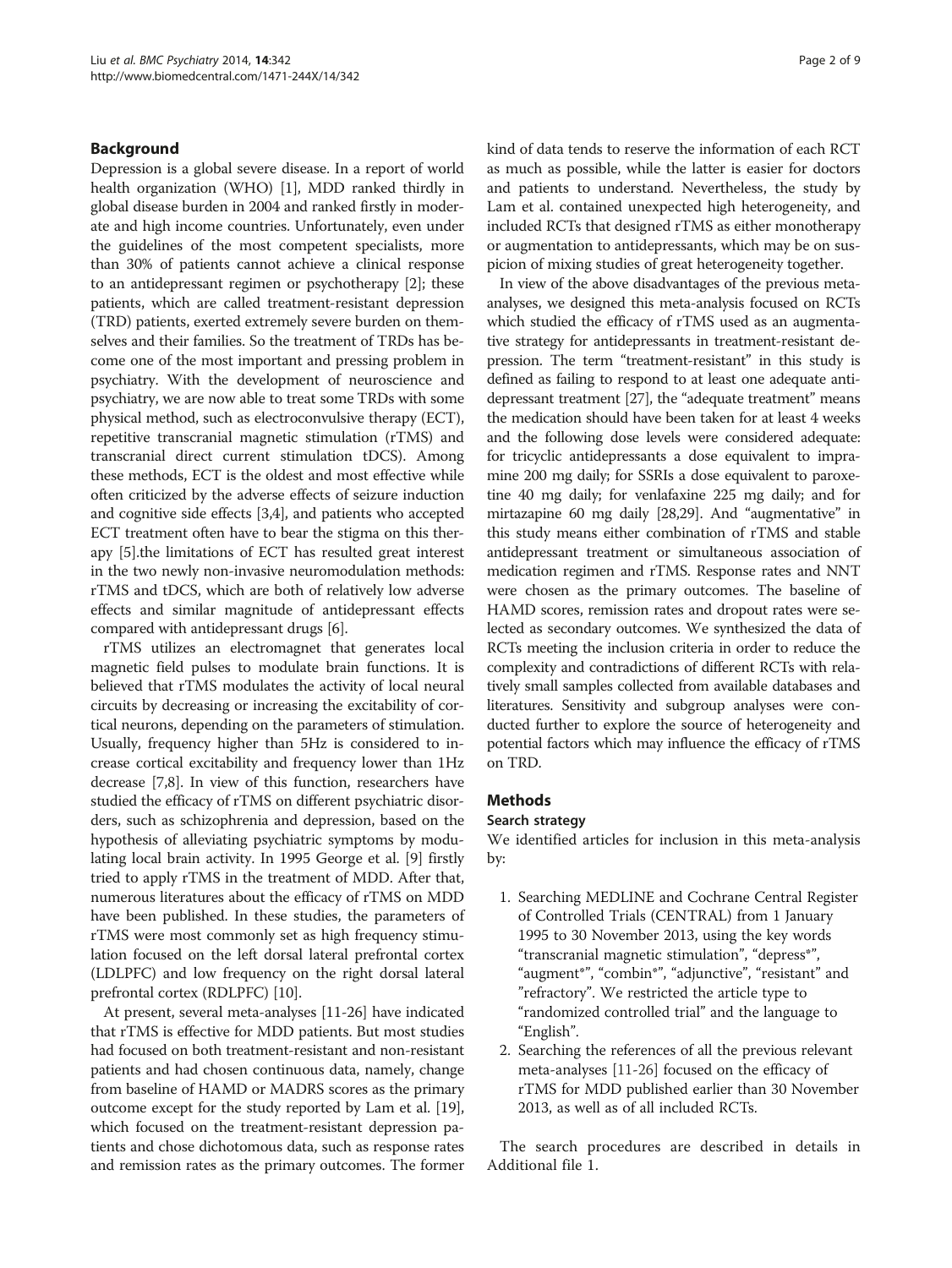## Background

Depression is a global severe disease. In a report of world health organization (WHO) [1], MDD ranked thirdly in global disease burden in 2004 and ranked firstly in moderate and high income countries. Unfortunately, even under the guidelines of the most competent specialists, more than 30% of patients cannot achieve a clinical response to an antidepressant regimen or psychotherapy [2]; these patients, which are called treatment-resistant depression (TRD) patients, exerted extremely severe burden on themselves and their families. So the treatment of TRDs has become one of the most important and pressing problem in psychiatry. With the development of neuroscience and psychiatry, we are now able to treat some TRDs with some physical method, such as electroconvulsive therapy (ECT), repetitive transcranial magnetic stimulation (rTMS) and transcranial direct current stimulation tDCS). Among these methods, ECT is the oldest and most effective while often criticized by the adverse effects of seizure induction and cognitive side effects [3,4], and patients who accepted ECT treatment often have to bear the stigma on this therapy [5].the limitations of ECT has resulted great interest in the two newly non-invasive neuromodulation methods: rTMS and tDCS, which are both of relatively low adverse effects and similar magnitude of antidepressant effects compared with antidepressant drugs [6].

rTMS utilizes an electromagnet that generates local magnetic field pulses to modulate brain functions. It is believed that rTMS modulates the activity of local neural circuits by decreasing or increasing the excitability of cortical neurons, depending on the parameters of stimulation. Usually, frequency higher than 5Hz is considered to increase cortical excitability and frequency lower than 1Hz decrease [7,8]. In view of this function, researchers have studied the efficacy of rTMS on different psychiatric disorders, such as schizophrenia and depression, based on the hypothesis of alleviating psychiatric symptoms by modulating local brain activity. In 1995 George et al. [9] firstly tried to apply rTMS in the treatment of MDD. After that, numerous literatures about the efficacy of rTMS on MDD have been published. In these studies, the parameters of rTMS were most commonly set as high frequency stimulation focused on the left dorsal lateral prefrontal cortex (LDLPFC) and low frequency on the right dorsal lateral prefrontal cortex (RDLPFC) [10].

At present, several meta-analyses [11-26] have indicated that rTMS is effective for MDD patients. But most studies had focused on both treatment-resistant and non-resistant patients and had chosen continuous data, namely, change from baseline of HAMD or MADRS scores as the primary outcome except for the study reported by Lam et al. [19], which focused on the treatment-resistant depression patients and chose dichotomous data, such as response rates and remission rates as the primary outcomes. The former kind of data tends to reserve the information of each RCT as much as possible, while the latter is easier for doctors and patients to understand. Nevertheless, the study by Lam et al. contained unexpected high heterogeneity, and included RCTs that designed rTMS as either monotherapy or augmentation to antidepressants, which may be on suspicion of mixing studies of great heterogeneity together.

In view of the above disadvantages of the previous meta-analyses, we designed this meta-analysis focused on RCTs which studied the efficacy of rTMS used as an augmentative strategy for antidepressants in treatment-resistant depression. The term "treatment-resistant" in this study is defined as failing to respond to at least one adequate antidepressant treatment [27], the "adequate treatment" means the medication should have been taken for at least 4 weeks and the following dose levels were considered adequate: for tricyclic antidepressants a dose equivalent to impramine 200 mg daily; for SSRIs a dose equivalent to paroxetine 40 mg daily; for venlafaxine 225 mg daily; and for mirtazapine 60 mg daily [28,29]. And "augmentative" in this study means either combination of rTMS and stable antidepressant treatment or simultaneous association of medication regimen and rTMS. Response rates and NNT were chosen as the primary outcomes. The baseline of HAMD scores, remission rates and dropout rates were selected as secondary outcomes. We synthesized the data of RCTs meeting the inclusion criteria in order to reduce the complexity and contradictions of different RCTs with relatively small samples collected from available databases and literatures. Sensitivity and subgroup analyses were conducted further to explore the source of heterogeneity and potential factors which may influence the efficacy of rTMS on TRD.

## Methods

### Search strategy

We identified articles for inclusion in this meta-analysis by:

1. Searching MEDLINE and Cochrane Central Register of Controlled Trials (CENTRAL) from 1 January 1995 to 30 November 2013, using the key words "transcranial magnetic stimulation", "depress*", "augment*", "combin*", "adjunctive", "resistant" and "refractory". We restricted the article type to "randomized controlled trial" and the language to "English".
2. Searching the references of all the previous relevant meta-analyses [11-26] focused on the efficacy of rTMS for MDD published earlier than 30 November 2013, as well as of all included RCTs.

The search procedures are described in details in Additional file 1.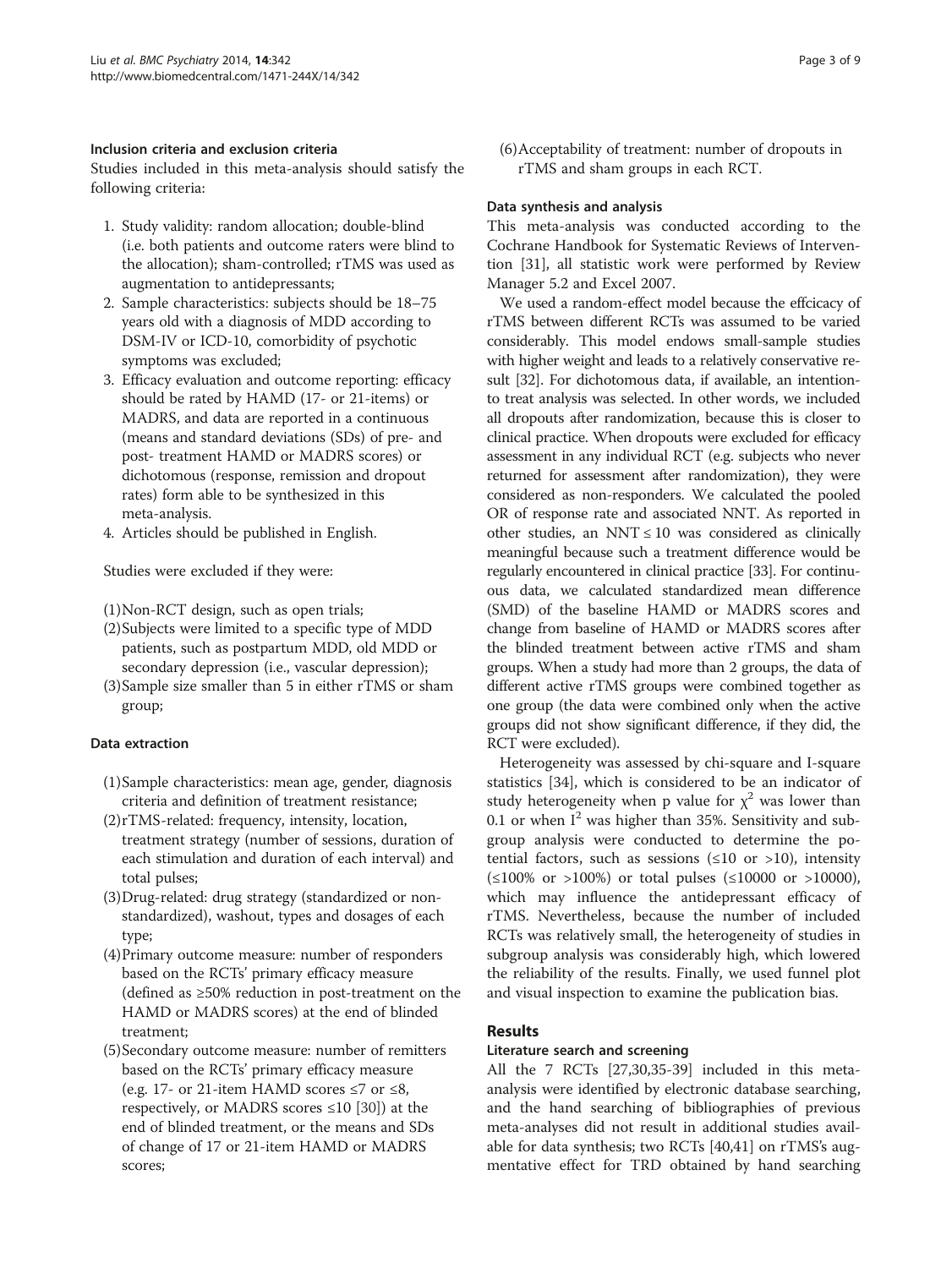### Inclusion criteria and exclusion criteria

Studies included in this meta-analysis should satisfy the following criteria:

1. Study validity: random allocation; double-blind (i.e. both patients and outcome raters were blind to the allocation); sham-controlled; rTMS was used as augmentation to antidepressants;
2. Sample characteristics: subjects should be 18–75 years old with a diagnosis of MDD according to DSM-IV or ICD-10, comorbidity of psychotic symptoms was excluded;
3. Efficacy evaluation and outcome reporting: efficacy should be rated by HAMD (17- or 21-items) or MADRS, and data are reported in a continuous (means and standard deviations (SDs) of pre- and post- treatment HAMD or MADRS scores) or dichotomous (response, remission and dropout rates) form able to be synthesized in this meta-analysis.
4. Articles should be published in English.

Studies were excluded if they were:

(1) Non-RCT design, such as open trials;
(2) Subjects were limited to a specific type of MDD patients, such as postpartum MDD, old MDD or secondary depression (i.e., vascular depression);
(3) Sample size smaller than 5 in either rTMS or sham group;

### Data extraction

(1) Sample characteristics: mean age, gender, diagnosis criteria and definition of treatment resistance;
(2) rTMS-related: frequency, intensity, location, treatment strategy (number of sessions, duration of each stimulation and duration of each interval) and total pulses;
(3) Drug-related: drug strategy (standardized or non-standardized), washout, types and dosages of each type;
(4) Primary outcome measure: number of responders based on the RCTs' primary efficacy measure (defined as ≥50% reduction in post-treatment on the HAMD or MADRS scores) at the end of blinded treatment;
(5) Secondary outcome measure: number of remitters based on the RCTs' primary efficacy measure (e.g. 17- or 21-item HAMD scores ≤7 or ≤8, respectively, or MADRS scores ≤10 [30]) at the end of blinded treatment, or the means and SDs of change of 17 or 21-item HAMD or MADRS scores;
(6) Acceptability of treatment: number of dropouts in rTMS and sham groups in each RCT.

### Data synthesis and analysis

This meta-analysis was conducted according to the Cochrane Handbook for Systematic Reviews of Intervention [31], all statistic work were performed by Review Manager 5.2 and Excel 2007.

We used a random-effect model because the effcicacy of rTMS between different RCTs was assumed to be varied considerably. This model endows small-sample studies with higher weight and leads to a relatively conservative result [32]. For dichotomous data, if available, an intention-to treat analysis was selected. In other words, we included all dropouts after randomization, because this is closer to clinical practice. When dropouts were excluded for efficacy assessment in any individual RCT (e.g. subjects who never returned for assessment after randomization), they were considered as non-responders. We calculated the pooled OR of response rate and associated NNT. As reported in other studies, an NNT ≤ 10 was considered as clinically meaningful because such a treatment difference would be regularly encountered in clinical practice [33]. For continuous data, we calculated standardized mean difference (SMD) of the baseline HAMD or MADRS scores and change from baseline of HAMD or MADRS scores after the blinded treatment between active rTMS and sham groups. When a study had more than 2 groups, the data of different active rTMS groups were combined together as one group (the data were combined only when the active groups did not show significant difference, if they did, the RCT were excluded).

Heterogeneity was assessed by chi-square and I-square statistics [34], which is considered to be an indicator of study heterogeneity when p value for $\chi^2$ was lower than 0.1 or when $I^2$ was higher than 35%. Sensitivity and subgroup analysis were conducted to determine the potential factors, such as sessions (≤10 or >10), intensity (≤100% or >100%) or total pulses (≤10000 or >10000), which may influence the antidepressant efficacy of rTMS. Nevertheless, because the number of included RCTs was relatively small, the heterogeneity of studies in subgroup analysis was considerably high, which lowered the reliability of the results. Finally, we used funnel plot and visual inspection to examine the publication bias.

## Results

### Literature search and screening

All the 7 RCTs [27,30,35-39] included in this meta-analysis were identified by electronic database searching, and the hand searching of bibliographies of previous meta-analyses did not result in additional studies available for data synthesis; two RCTs [40,41] on rTMS's augmentative effect for TRD obtained by hand searching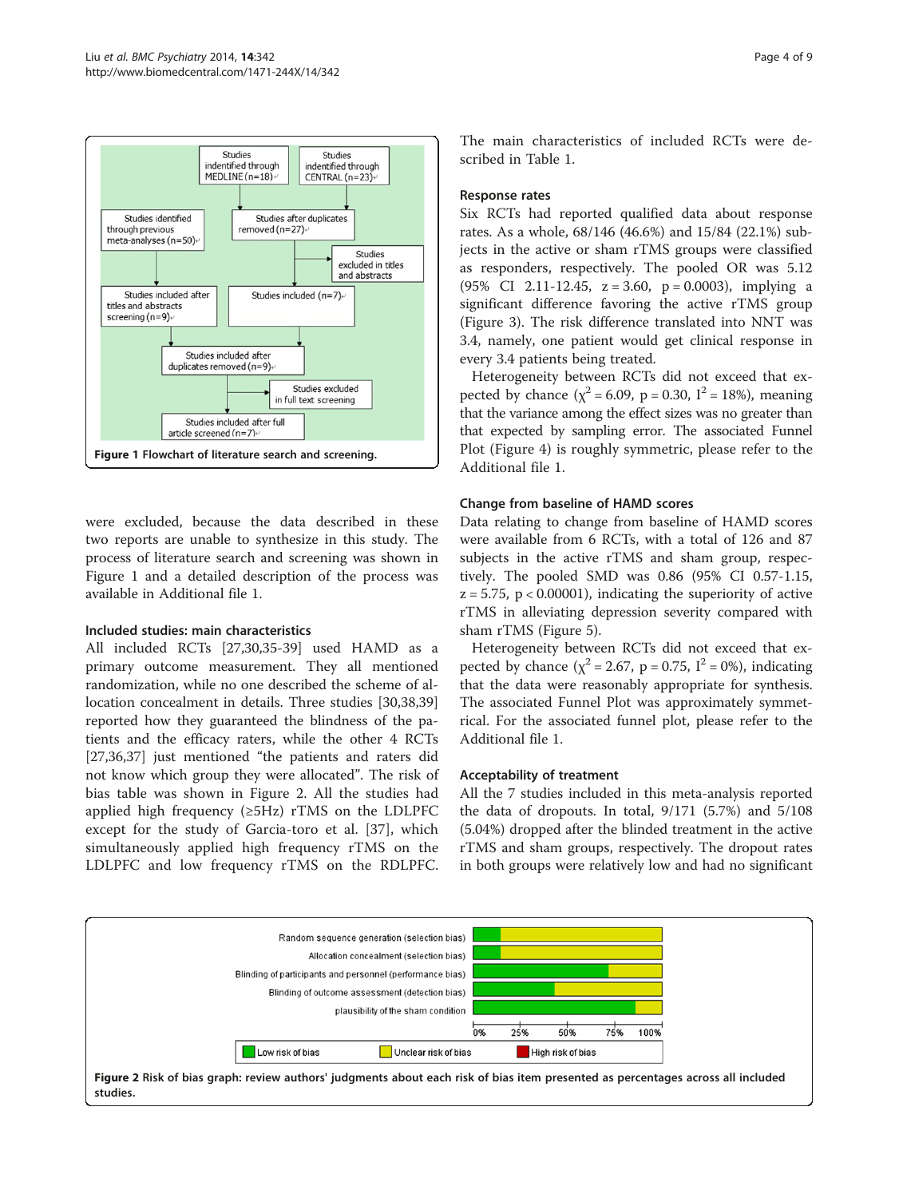Figure 1 Flowchart of literature search and screening.

were excluded, because the data described in these two reports are unable to synthesize in this study. The process of literature search and screening was shown in Figure 1 and a detailed description of the process was available in Additional file 1.

### Included studies: main characteristics

All included RCTs [27,30,35-39] used HAMD as a primary outcome measurement. They all mentioned randomization, while no one described the scheme of allocation concealment in details. Three studies [30,38,39] reported how they guaranteed the blindness of the patients and the efficacy raters, while the other 4 RCTs [27,36,37] just mentioned "the patients and raters did not know which group they were allocated". The risk of bias table was shown in Figure 2. All the studies had applied high frequency (≥5Hz) rTMS on the LDLPFC except for the study of Garcia-toro et al. [37], which simultaneously applied high frequency rTMS on the LDLPFC and low frequency rTMS on the RDLPFC. The main characteristics of included RCTs were described in Table 1.

### Response rates

Six RCTs had reported qualified data about response rates. As a whole, 68/146 (46.6%) and 15/84 (22.1%) subjects in the active or sham rTMS groups were classified as responders, respectively. The pooled OR was 5.12 (95% CI 2.11-12.45, $z = 3.60$, $p = 0.0003$), implying a significant difference favoring the active rTMS group (Figure 3). The risk difference translated into NNT was 3.4, namely, one patient would get clinical response in every 3.4 patients being treated.

Heterogeneity between RCTs did not exceed that expected by chance ($\chi^2 = 6.09$, $p = 0.30$, $I^2 = 18\%$), meaning that the variance among the effect sizes was no greater than that expected by sampling error. The associated Funnel Plot (Figure 4) is roughly symmetric, please refer to the Additional file 1.

### Change from baseline of HAMD scores

Data relating to change from baseline of HAMD scores were available from 6 RCTs, with a total of 126 and 87 subjects in the active rTMS and sham group, respectively. The pooled SMD was 0.86 (95% CI 0.57-1.15, $z = 5.75$, $p < 0.00001$), indicating the superiority of active rTMS in alleviating depression severity compared with sham rTMS (Figure 5).

Heterogeneity between RCTs did not exceed that expected by chance ($\chi^2 = 2.67$, $p = 0.75$, $I^2 = 0\%$), indicating that the data were reasonably appropriate for synthesis. The associated Funnel Plot was approximately symmetrical. For the associated funnel plot, please refer to the Additional file 1.

### Acceptability of treatment

All the 7 studies included in this meta-analysis reported the data of dropouts. In total, 9/171 (5.7%) and 5/108 (5.04%) dropped after the blinded treatment in the active rTMS and sham groups, respectively. The dropout rates in both groups were relatively low and had no significant

Figure 2 Risk of bias graph: review authors' judgments about each risk of bias item presented as percentages across all included studies.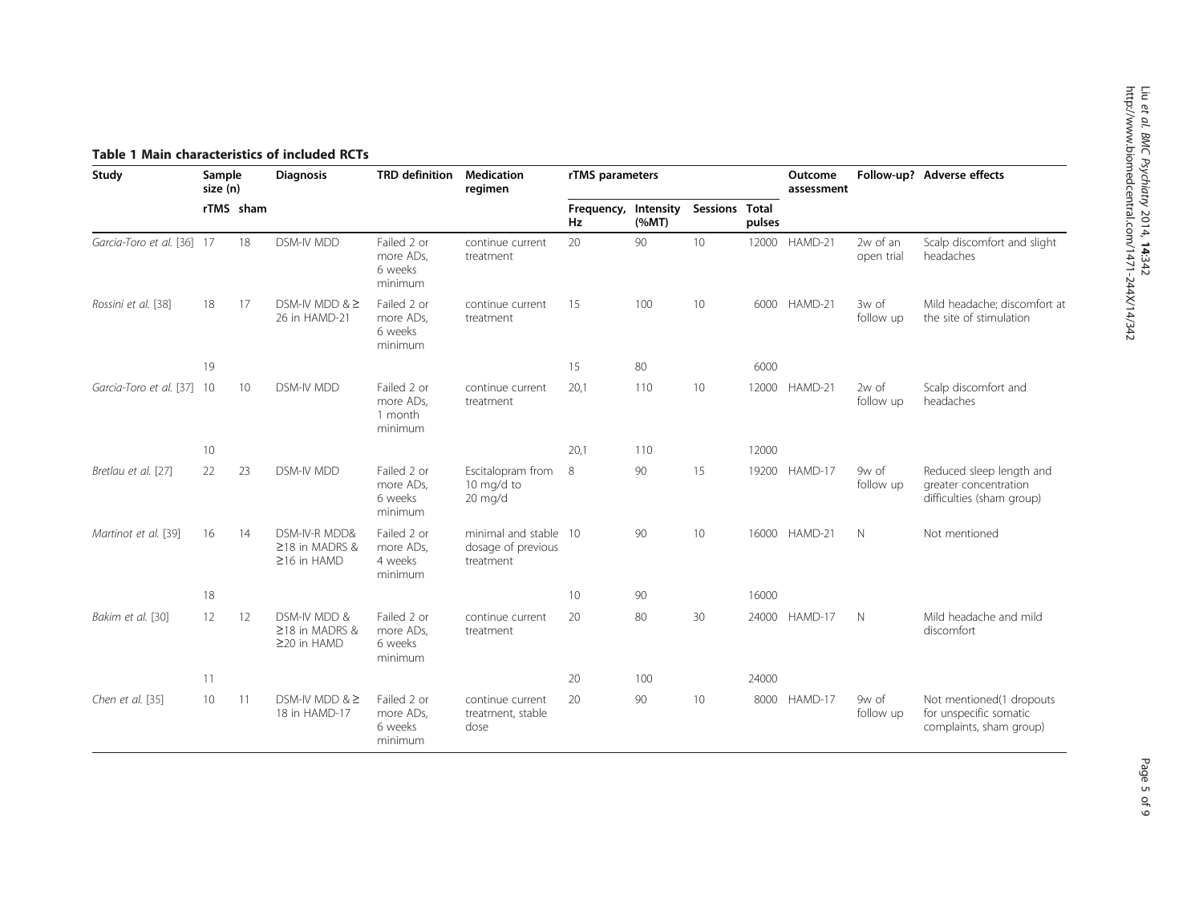**Table 1 Main characteristics of included RCTs**

| Study | Sample size (n) | | Diagnosis | TRD definition | Medication regimen | rTMS parameters | | | | Outcome assessment | Follow-up? | Adverse effects |
|---|---|---|---|---|---|---|---|---|---|---|---|---|
| | rTMS | sham | | | | Frequency, Hz | Intensity (%MT) | Sessions | Total pulses | | | |
| *Garcia-Toro et al.* [36] | 17 | 18 | DSM-IV MDD | Failed 2 or more ADs, 6 weeks minimum | continue current treatment | 20 | 90 | 10 | 12000 | HAMD-21 | 2w of an open trial | Scalp discomfort and slight headaches |
| *Rossini et al.* [38] | 18 | 17 | DSM-IV MDD & ≥ 26 in HAMD-21 | Failed 2 or more ADs, 6 weeks minimum | continue current treatment | 15 | 100 | 10 | 6000 | HAMD-21 | 3w of follow up | Mild headache; discomfort at the site of stimulation |
| | 19 | | | | | 15 | 80 | | 6000 | | | |
| *Garcia-Toro et al.* [37] | 10 | 10 | DSM-IV MDD | Failed 2 or more ADs, 1 month minimum | continue current treatment | 20,1 | 110 | 10 | 12000 | HAMD-21 | 2w of follow up | Scalp discomfort and headaches |
| | 10 | | | | | 20,1 | 110 | | 12000 | | | |
| *Bretlau et al.* [27] | 22 | 23 | DSM-IV MDD | Failed 2 or more ADs, 6 weeks minimum | Escitalopram from 10 mg/d to 20 mg/d | 8 | 90 | 15 | 19200 | HAMD-17 | 9w of follow up | Reduced sleep length and greater concentration difficulties (sham group) |
| *Martinot et al.* [39] | 16 | 14 | DSM-IV-R MDD& ≥18 in MADRS & ≥16 in HAMD | Failed 2 or more ADs, 4 weeks minimum | minimal and stable dosage of previous treatment | 10 | 90 | 10 | 16000 | HAMD-21 | N | Not mentioned |
| | 18 | | | | | 10 | 90 | | 16000 | | | |
| *Bakim et al.* [30] | 12 | 12 | DSM-IV MDD & ≥18 in MADRS & ≥20 in HAMD | Failed 2 or more ADs, 6 weeks minimum | continue current treatment | 20 | 80 | 30 | 24000 | HAMD-17 | N | Mild headache and mild discomfort |
| | 11 | | | | | 20 | 100 | | 24000 | | | |
| *Chen et al.* [35] | 10 | 11 | DSM-IV MDD & ≥ 18 in HAMD-17 | Failed 2 or more ADs, 6 weeks minimum | continue current treatment, stable dose | 20 | 90 | 10 | 8000 | HAMD-17 | 9w of follow up | Not mentioned(1 dropouts for unspecific somatic complaints, sham group) |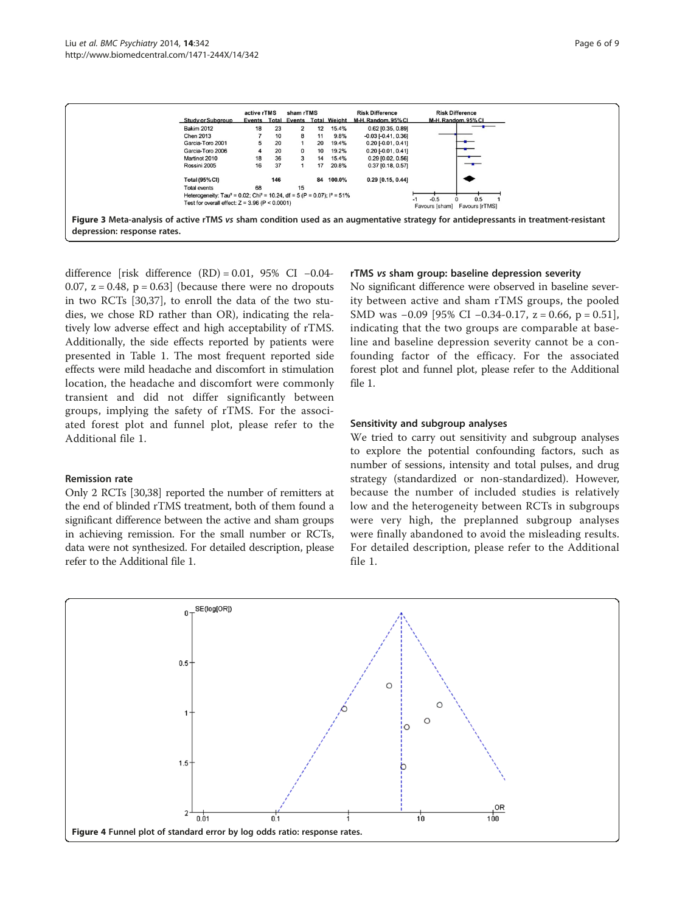| Study or Subgroup | active rTMS Events | active rTMS Total | sham rTMS Events | sham rTMS Total | Weight | Risk Difference M-H, Random, 95% CI |
|---|---|---|---|---|---|---|
| Bakim 2012 | 18 | 23 | 2 | 12 | 15.4% | 0.62 [0.35, 0.89] |
| Chen 2013 | 7 | 10 | 8 | 11 | 9.8% | -0.03 [-0.41, 0.36] |
| Garcia-Toro 2001 | 5 | 20 | 1 | 20 | 19.4% | 0.20 [-0.01, 0.41] |
| Garcia-Toro 2006 | 4 | 20 | 0 | 10 | 19.2% | 0.20 [-0.01, 0.41] |
| Martinot 2010 | 18 | 36 | 3 | 14 | 15.4% | 0.29 [0.02, 0.56] |
| Rossini 2005 | 16 | 37 | 1 | 17 | 20.8% | 0.37 [0.18, 0.57] |
| **Total (95% CI)** | | **146** | | **84** | **100.0%** | **0.29 [0.15, 0.44]** |
| Total events | 68 | | 15 | | | |

Heterogeneity: $Tau^2 = 0.02$; $Chi^2 = 10.24$, df = 5 (P = 0.07); $I^2 = 51\%$
Test for overall effect: Z = 3.96 (P < 0.0001)

**Figure 3** Meta-analysis of active rTMS *vs* sham condition used as an augmentative strategy for antidepressants in treatment-resistant depression: response rates.

difference [risk difference (RD) = 0.01, 95% CI −0.04-0.07, z = 0.48, p = 0.63] (because there were no dropouts in two RCTs [30,37], to enroll the data of the two studies, we chose RD rather than OR), indicating the relatively low adverse effect and high acceptability of rTMS. Additionally, the side effects reported by patients were presented in Table 1. The most frequent reported side effects were mild headache and discomfort in stimulation location, the headache and discomfort were commonly transient and did not differ significantly between groups, implying the safety of rTMS. For the associated forest plot and funnel plot, please refer to the Additional file 1.

### Remission rate

Only 2 RCTs [30,38] reported the number of remitters at the end of blinded rTMS treatment, both of them found a significant difference between the active and sham groups in achieving remission. For the small number or RCTs, data were not synthesized. For detailed description, please refer to the Additional file 1.

### rTMS *vs* sham group: baseline depression severity

No significant difference were observed in baseline severity between active and sham rTMS groups, the pooled SMD was −0.09 [95% CI −0.34-0.17, z = 0.66, p = 0.51], indicating that the two groups are comparable at baseline and baseline depression severity cannot be a confounding factor of the efficacy. For the associated forest plot and funnel plot, please refer to the Additional file 1.

### Sensitivity and subgroup analyses

We tried to carry out sensitivity and subgroup analyses to explore the potential confounding factors, such as number of sessions, intensity and total pulses, and drug strategy (standardized or non-standardized). However, because the number of included studies is relatively low and the heterogeneity between RCTs in subgroups were very high, the preplanned subgroup analyses were finally abandoned to avoid the misleading results. For detailed description, please refer to the Additional file 1.

**Figure 4** Funnel plot of standard error by log odds ratio: response rates.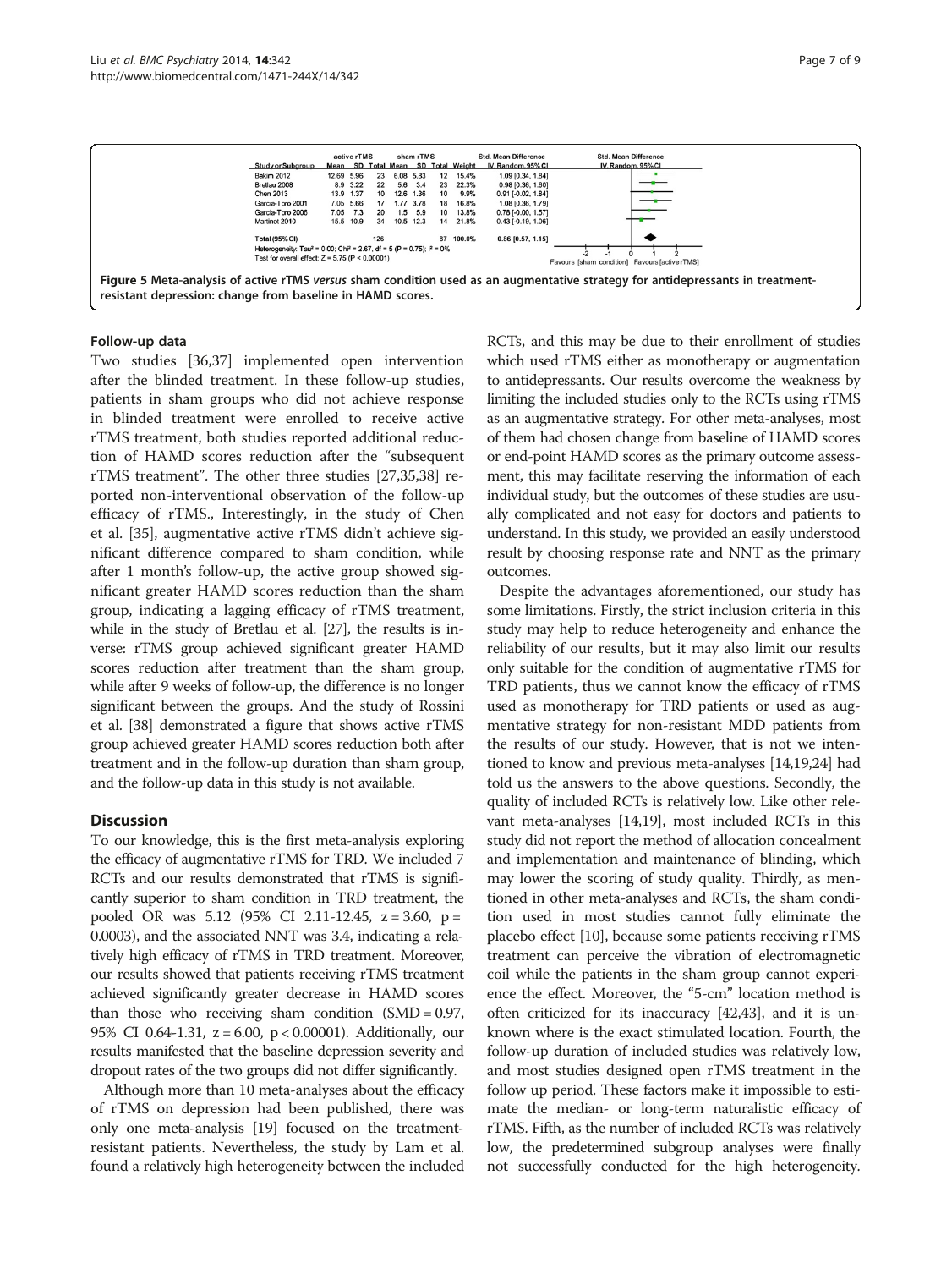| Study or Subgroup | active rTMS Mean | SD | Total | sham rTMS Mean | SD | Total | Weight | Std. Mean Difference IV, Random, 95% CI |
|---|---|---|---|---|---|---|---|---|
| Bakim 2012 | 12.69 | 5.96 | 23 | 6.08 | 5.83 | 12 | 15.4% | 1.09 [0.34, 1.84] |
| Bretlau 2008 | 8.9 | 3.22 | 22 | 5.6 | 3.4 | 23 | 22.3% | 0.98 [0.36, 1.60] |
| Chen 2013 | 13.9 | 1.37 | 10 | 12.6 | 1.36 | 10 | 9.9% | 0.91 [-0.02, 1.84] |
| Garcia-Toro 2001 | 7.05 | 5.66 | 17 | 1.77 | 3.78 | 18 | 16.8% | 1.06 [0.36, 1.79] |
| Garcia-Toro 2006 | 7.05 | 7.3 | 20 | 1.5 | 5.9 | 10 | 13.8% | 0.78 [-0.00, 1.57] |
| Martinot 2010 | 15.5 | 10.9 | 34 | 10.5 | 12.3 | 14 | 21.8% | 0.43 [-0.19, 1.06] |
| **Total (95% CI)** | | | 126 | | | 87 | 100.0% | **0.86 [0.57, 1.15]** |

Heterogeneity: $Tau^2 = 0.00$; $Chi^2 = 2.67$, df = 5 (P = 0.75); $I^2 = 0\%$
Test for overall effect: Z = 5.75 (P < 0.00001)

Favours [sham condition] Favours [active rTMS]

**Figure 5** Meta-analysis of active rTMS *versus* sham condition used as an augmentative strategy for antidepressants in treatment-resistant depression: change from baseline in HAMD scores.

#### Follow-up data

Two studies [36,37] implemented open intervention after the blinded treatment. In these follow-up studies, patients in sham groups who did not achieve response in blinded treatment were enrolled to receive active rTMS treatment, both studies reported additional reduction of HAMD scores reduction after the "subsequent rTMS treatment". The other three studies [27,35,38] reported non-interventional observation of the follow-up efficacy of rTMS., Interestingly, in the study of Chen et al. [35], augmentative active rTMS didn't achieve significant difference compared to sham condition, while after 1 month's follow-up, the active group showed significant greater HAMD scores reduction than the sham group, indicating a lagging efficacy of rTMS treatment, while in the study of Bretlau et al. [27], the results is inverse: rTMS group achieved significant greater HAMD scores reduction after treatment than the sham group, while after 9 weeks of follow-up, the difference is no longer significant between the groups. And the study of Rossini et al. [38] demonstrated a figure that shows active rTMS group achieved greater HAMD scores reduction both after treatment and in the follow-up duration than sham group, and the follow-up data in this study is not available.

## Discussion

To our knowledge, this is the first meta-analysis exploring the efficacy of augmentative rTMS for TRD. We included 7 RCTs and our results demonstrated that rTMS is significantly superior to sham condition in TRD treatment, the pooled OR was 5.12 (95% CI 2.11-12.45, z = 3.60, p = 0.0003), and the associated NNT was 3.4, indicating a relatively high efficacy of rTMS in TRD treatment. Moreover, our results showed that patients receiving rTMS treatment achieved significantly greater decrease in HAMD scores than those who receiving sham condition (SMD = 0.97, 95% CI 0.64-1.31, z = 6.00, p < 0.00001). Additionally, our results manifested that the baseline depression severity and dropout rates of the two groups did not differ significantly.

Although more than 10 meta-analyses about the efficacy of rTMS on depression had been published, there was only one meta-analysis [19] focused on the treatment-resistant patients. Nevertheless, the study by Lam et al. found a relatively high heterogeneity between the included RCTs, and this may be due to their enrollment of studies which used rTMS either as monotherapy or augmentation to antidepressants. Our results overcome the weakness by limiting the included studies only to the RCTs using rTMS as an augmentative strategy. For other meta-analyses, most of them had chosen change from baseline of HAMD scores or end-point HAMD scores as the primary outcome assessment, this may facilitate reserving the information of each individual study, but the outcomes of these studies are usually complicated and not easy for doctors and patients to understand. In this study, we provided an easily understood result by choosing response rate and NNT as the primary outcomes.

Despite the advantages aforementioned, our study has some limitations. Firstly, the strict inclusion criteria in this study may help to reduce heterogeneity and enhance the reliability of our results, but it may also limit our results only suitable for the condition of augmentative rTMS for TRD patients, thus we cannot know the efficacy of rTMS used as monotherapy for TRD patients or used as augmentative strategy for non-resistant MDD patients from the results of our study. However, that is not we intentioned to know and previous meta-analyses [14,19,24] had told us the answers to the above questions. Secondly, the quality of included RCTs is relatively low. Like other relevant meta-analyses [14,19], most included RCTs in this study did not report the method of allocation concealment and implementation and maintenance of blinding, which may lower the scoring of study quality. Thirdly, as mentioned in other meta-analyses and RCTs, the sham condition used in most studies cannot fully eliminate the placebo effect [10], because some patients receiving rTMS treatment can perceive the vibration of electromagnetic coil while the patients in the sham group cannot experience the effect. Moreover, the "5-cm" location method is often criticized for its inaccuracy [42,43], and it is unknown where is the exact stimulated location. Fourth, the follow-up duration of included studies was relatively low, and most studies designed open rTMS treatment in the follow up period. These factors make it impossible to estimate the median- or long-term naturalistic efficacy of rTMS. Fifth, as the number of included RCTs was relatively low, the predetermined subgroup analyses were finally not successfully conducted for the high heterogeneity.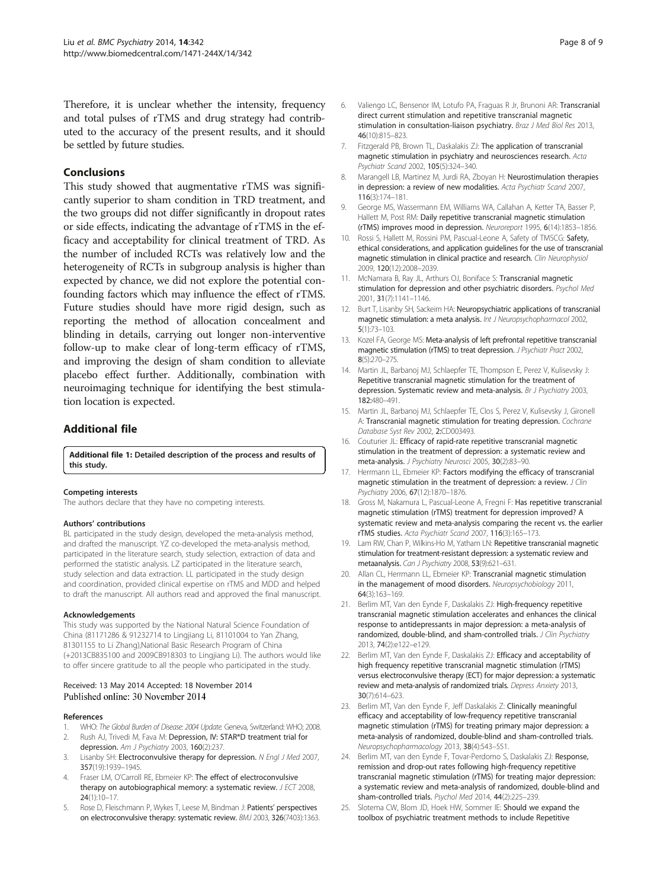Therefore, it is unclear whether the intensity, frequency and total pulses of rTMS and drug strategy had contributed to the accuracy of the present results, and it should be settled by future studies.

## Conclusions

This study showed that augmentative rTMS was significantly superior to sham condition in TRD treatment, and the two groups did not differ significantly in dropout rates or side effects, indicating the advantage of rTMS in the efficacy and acceptability for clinical treatment of TRD. As the number of included RCTs was relatively low and the heterogeneity of RCTs in subgroup analysis is higher than expected by chance, we did not explore the potential confounding factors which may influence the effect of rTMS. Future studies should have more rigid design, such as reporting the method of allocation concealment and blinding in details, carrying out longer non-interventive follow-up to make clear of long-term efficacy of rTMS, and improving the design of sham condition to alleviate placebo effect further. Additionally, combination with neuroimaging technique for identifying the best stimulation location is expected.

## Additional file

**Additional file 1: Detailed description of the process and results of this study.**

#### Competing interests

The authors declare that they have no competing interests.

#### Authors' contributions

BL participated in the study design, developed the meta-analysis method, and drafted the manuscript. YZ co-developed the meta-analysis method, participated in the literature search, study selection, extraction of data and performed the statistic analysis. LZ participated in the literature search, study selection and data extraction. LL participated in the study design and coordination, provided clinical expertise on rTMS and MDD and helped to draft the manuscript. All authors read and approved the final manuscript.

#### Acknowledgements

This study was supported by the National Natural Science Foundation of China (81171286 & 91232714 to Lingjiang Li, 81101004 to Yan Zhang, 81301155 to Li Zhang),National Basic Research Program of China (+2013CB835100 and 2009CB918303 to Lingjiang Li). The authors would like to offer sincere gratitude to all the people who participated in the study.

Received: 13 May 2014 Accepted: 18 November 2014
Published online: 30 November 2014

#### References

1. WHO: *The Global Burden of Disease: 2004 Update.* Geneva, Switzerland: WHO; 2008.
2. Rush AJ, Trivedi M, Fava M: **Depression, IV: STAR*D treatment trial for depression.** *Am J Psychiatry* 2003, **160**(2):237.
3. Lisanby SH: **Electroconvulsive therapy for depression.** *N Engl J Med* 2007, **357**(19):1939–1945.
4. Fraser LM, O'Carroll RE, Ebmeier KP: **The effect of electroconvulsive therapy on autobiographical memory: a systematic review.** *J ECT* 2008, **24**(1):10–17.
5. Rose D, Fleischmann P, Wykes T, Leese M, Bindman J: **Patients' perspectives on electroconvulsive therapy: systematic review.** *BMJ* 2003, **326**(7403):1363.
6. Valiengo LC, Bensenor IM, Lotufo PA, Fraguas R Jr, Brunoni AR: **Transcranial direct current stimulation and repetitive transcranial magnetic stimulation in consultation-liaison psychiatry.** *Braz J Med Biol Res* 2013, **46**(10):815–823.
7. Fitzgerald PB, Brown TL, Daskalakis ZJ: **The application of transcranial magnetic stimulation in psychiatry and neurosciences research.** *Acta Psychiatr Scand* 2002, **105**(5):324–340.
8. Marangell LB, Martinez M, Jurdi RA, Zboyan H: **Neurostimulation therapies in depression: a review of new modalities.** *Acta Psychiatr Scand* 2007, **116**(3):174–181.
9. George MS, Wassermann EM, Williams WA, Callahan A, Ketter TA, Basser P, Hallett M, Post RM: **Daily repetitive transcranial magnetic stimulation (rTMS) improves mood in depression.** *Neuroreport* 1995, **6**(14):1853–1856.
10. Rossi S, Hallett M, Rossini PM, Pascual-Leone A, Safety of TMSCG: **Safety, ethical considerations, and application guidelines for the use of transcranial magnetic stimulation in clinical practice and research.** *Clin Neurophysiol* 2009, **120**(12):2008–2039.
11. McNamara B, Ray JL, Arthurs OJ, Boniface S: **Transcranial magnetic stimulation for depression and other psychiatric disorders.** *Psychol Med* 2001, **31**(7):1141–1146.
12. Burt T, Lisanby SH, Sackeim HA: **Neuropsychiatric applications of transcranial magnetic stimulation: a meta analysis.** *Int J Neuropsychopharmacol* 2002, **5**(1):73–103.
13. Kozel FA, George MS: **Meta-analysis of left prefrontal repetitive transcranial magnetic stimulation (rTMS) to treat depression.** *J Psychiatr Pract* 2002, **8**(5):270–275.
14. Martin JL, Barbanoj MJ, Schlaepfer TE, Thompson E, Perez V, Kulisevsky J: **Repetitive transcranial magnetic stimulation for the treatment of depression. Systematic review and meta-analysis.** *Br J Psychiatry* 2003, **182**:480–491.
15. Martin JL, Barbanoj MJ, Schlaepfer TE, Clos S, Perez V, Kulisevsky J, Gironell A: **Transcranial magnetic stimulation for treating depression.** *Cochrane Database Syst Rev* 2002, **2**:CD003493.
16. Couturier JL: **Efficacy of rapid-rate repetitive transcranial magnetic stimulation in the treatment of depression: a systematic review and meta-analysis.** *J Psychiatry Neurosci* 2005, **30**(2):83–90.
17. Herrmann LL, Ebmeier KP: **Factors modifying the efficacy of transcranial magnetic stimulation in the treatment of depression: a review.** *J Clin Psychiatry* 2006, **67**(12):1870–1876.
18. Gross M, Nakamura L, Pascual-Leone A, Fregni F: **Has repetitive transcranial magnetic stimulation (rTMS) treatment for depression improved? A systematic review and meta-analysis comparing the recent vs. the earlier rTMS studies.** *Acta Psychiatr Scand* 2007, **116**(3):165–173.
19. Lam RW, Chan P, Wilkins-Ho M, Yatham LN: **Repetitive transcranial magnetic stimulation for treatment-resistant depression: a systematic review and metaanalysis.** *Can J Psychiatry* 2008, **53**(9):621–631.
20. Allan CL, Herrmann LL, Ebmeier KP: **Transcranial magnetic stimulation in the management of mood disorders.** *Neuropsychobiology* 2011, **64**(3):163–169.
21. Berlim MT, Van den Eynde F, Daskalakis ZJ: **High-frequency repetitive transcranial magnetic stimulation accelerates and enhances the clinical response to antidepressants in major depression: a meta-analysis of randomized, double-blind, and sham-controlled trials.** *J Clin Psychiatry* 2013, **74**(2):e122–e129.
22. Berlim MT, Van den Eynde F, Daskalakis ZJ: **Efficacy and acceptability of high frequency repetitive transcranial magnetic stimulation (rTMS) versus electroconvulsive therapy (ECT) for major depression: a systematic review and meta-analysis of randomized trials.** *Depress Anxiety* 2013, **30**(7):614–623.
23. Berlim MT, Van den Eynde F, Jeff Daskalakis Z: **Clinically meaningful efficacy and acceptability of low-frequency repetitive transcranial magnetic stimulation (rTMS) for treating primary major depression: a meta-analysis of randomized, double-blind and sham-controlled trials.** *Neuropsychopharmacology* 2013, **38**(4):543–551.
24. Berlim MT, van den Eynde F, Tovar-Perdomo S, Daskalakis ZJ: **Response, remission and drop-out rates following high-frequency repetitive transcranial magnetic stimulation (rTMS) for treating major depression: a systematic review and meta-analysis of randomized, double-blind and sham-controlled trials.** *Psychol Med* 2014, **44**(2):225–239.
25. Slotema CW, Blom JD, Hoek HW, Sommer IE: **Should we expand the toolbox of psychiatric treatment methods to include Repetitive**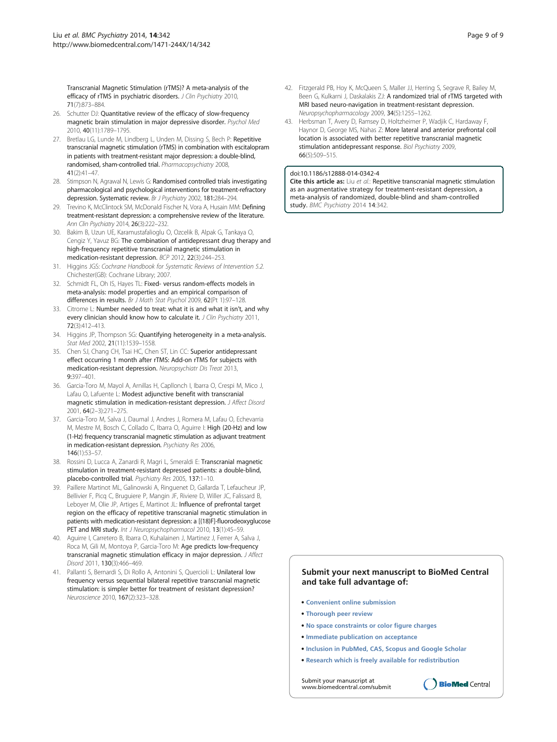Transcranial Magnetic Stimulation (rTMS)? A meta-analysis of the efficacy of rTMS in psychiatric disorders. *J Clin Psychiatry* 2010, **71**(7):873–884.

26. Schutter DJ: **Quantitative review of the efficacy of slow-frequency magnetic brain stimulation in major depressive disorder.** *Psychol Med* 2010, **40**(11):1789–1795.
27. Bretlau LG, Lunde M, Lindberg L, Unden M, Dissing S, Bech P: **Repetitive transcranial magnetic stimulation (rTMS) in combination with escitalopram in patients with treatment-resistant major depression: a double-blind, randomised, sham-controlled trial.** *Pharmacopsychiatry* 2008, **41**(2):41–47.
28. Stimpson N, Agrawal N, Lewis G: **Randomised controlled trials investigating pharmacological and psychological interventions for treatment-refractory depression. Systematic review.** *Br J Psychiatry* 2002, **181**:284–294.
29. Trevino K, McClintock SM, McDonald Fischer N, Vora A, Husain MM: **Defining treatment-resistant depression: a comprehensive review of the literature.** *Ann Clin Psychiatry* 2014, **26**(3):222–232.
30. Bakim B, Uzun UE, Karamustafalioglu O, Ozcelik B, Alpak G, Tankaya O, Cengiz Y, Yavuz BG: **The combination of antidepressant drug therapy and high-frequency repetitive transcranial magnetic stimulation in medication-resistant depression.** *BCP* 2012, **22**(3):244–253.
31. Higgins JGS: *Cochrane Handbook for Systematic Reviews of Intervention 5.2.* Chichester(GB): Cochrane Library; 2007.
32. Schmidt FL, Oh IS, Hayes TL: **Fixed- versus random-effects models in meta-analysis: model properties and an empirical comparison of differences in results.** *Br J Math Stat Psychol* 2009, **62**(Pt 1):97–128.
33. Citrome L: **Number needed to treat: what it is and what it isn't, and why every clinician should know how to calculate it.** *J Clin Psychiatry* 2011, **72**(3):412–413.
34. Higgins JP, Thompson SG: **Quantifying heterogeneity in a meta-analysis.** *Stat Med* 2002, **21**(11):1539–1558.
35. Chen SJ, Chang CH, Tsai HC, Chen ST, Lin CC: **Superior antidepressant effect occurring 1 month after rTMS: Add-on rTMS for subjects with medication-resistant depression.** *Neuropsychiatr Dis Treat* 2013, **9**:397–401.
36. Garcia-Toro M, Mayol A, Arnillas H, Capllonch I, Ibarra O, Crespi M, Mico J, Lafau O, Lafuente L: **Modest adjunctive benefit with transcranial magnetic stimulation in medication-resistant depression.** *J Affect Disord* 2001, **64**(2–3):271–275.
37. Garcia-Toro M, Salva J, Daumal J, Andres J, Romera M, Lafau O, Echevarria M, Mestre M, Bosch C, Collado C, Ibarra O, Aguirre I: **High (20-Hz) and low (1-Hz) frequency transcranial magnetic stimulation as adjuvant treatment in medication-resistant depression.** *Psychiatry Res* 2006, **146**(1):53–57.
38. Rossini D, Lucca A, Zanardi R, Magri L, Smeraldi E: **Transcranial magnetic stimulation in treatment-resistant depressed patients: a double-blind, placebo-controlled trial.** *Psychiatry Res* 2005, **137**:1–10.
39. Paillere Martinot ML, Galinowski A, Ringuenet D, Gallarda T, Lefaucheur JP, Bellivier F, Picq C, Bruguiere P, Mangin JF, Riviere D, Willer JC, Falissard B, Leboyer M, Olie JP, Artiges E, Martinot JL: **Influence of prefrontal target region on the efficacy of repetitive transcranial magnetic stimulation in patients with medication-resistant depression: a [(18)F]-fluorodeoxyglucose PET and MRI study.** *Int J Neuropsychopharmacol* 2010, **13**(1):45–59.
40. Aguirre I, Carretero B, Ibarra O, Kuhalainen J, Martinez J, Ferrer A, Salva J, Roca M, Gili M, Montoya P, Garcia-Toro M: **Age predicts low-frequency transcranial magnetic stimulation efficacy in major depression.** *J Affect Disord* 2011, **130**(3):466–469.
41. Pallanti S, Bernardi S, Di Rollo A, Antonini S, Quercioli L: **Unilateral low frequency versus sequential bilateral repetitive transcranial magnetic stimulation: is simpler better for treatment of resistant depression?** *Neuroscience* 2010, **167**(2):323–328.
42. Fitzgerald PB, Hoy K, McQueen S, Maller JJ, Herring S, Segrave R, Bailey M, Been G, Kulkarni J, Daskalakis ZJ: **A randomized trial of rTMS targeted with MRI based neuro-navigation in treatment-resistant depression.** *Neuropsychopharmacology* 2009, **34**(5):1255–1262.
43. Herbsman T, Avery D, Ramsey D, Holtzheimer P, Wadjik C, Hardaway F, Haynor D, George MS, Nahas Z: **More lateral and anterior prefrontal coil location is associated with better repetitive transcranial magnetic stimulation antidepressant response.** *Biol Psychiatry* 2009, **66**(5):509–515.

doi:10.1186/s12888-014-0342-4

**Cite this article as:** Liu *et al.*: Repetitive transcranial magnetic stimulation as an augmentative strategy for treatment-resistant depression, a meta-analysis of randomized, double-blind and sham-controlled study. *BMC Psychiatry* 2014 **14**:342.

**Submit your next manuscript to BioMed Central and take full advantage of:**

- **Convenient online submission**
- **Thorough peer review**
- **No space constraints or color figure charges**
- **Immediate publication on acceptance**
- **Inclusion in PubMed, CAS, Scopus and Google Scholar**
- **Research which is freely available for redistribution**

Submit your manuscript at
www.biomedcentral.com/submit

BioMed Central